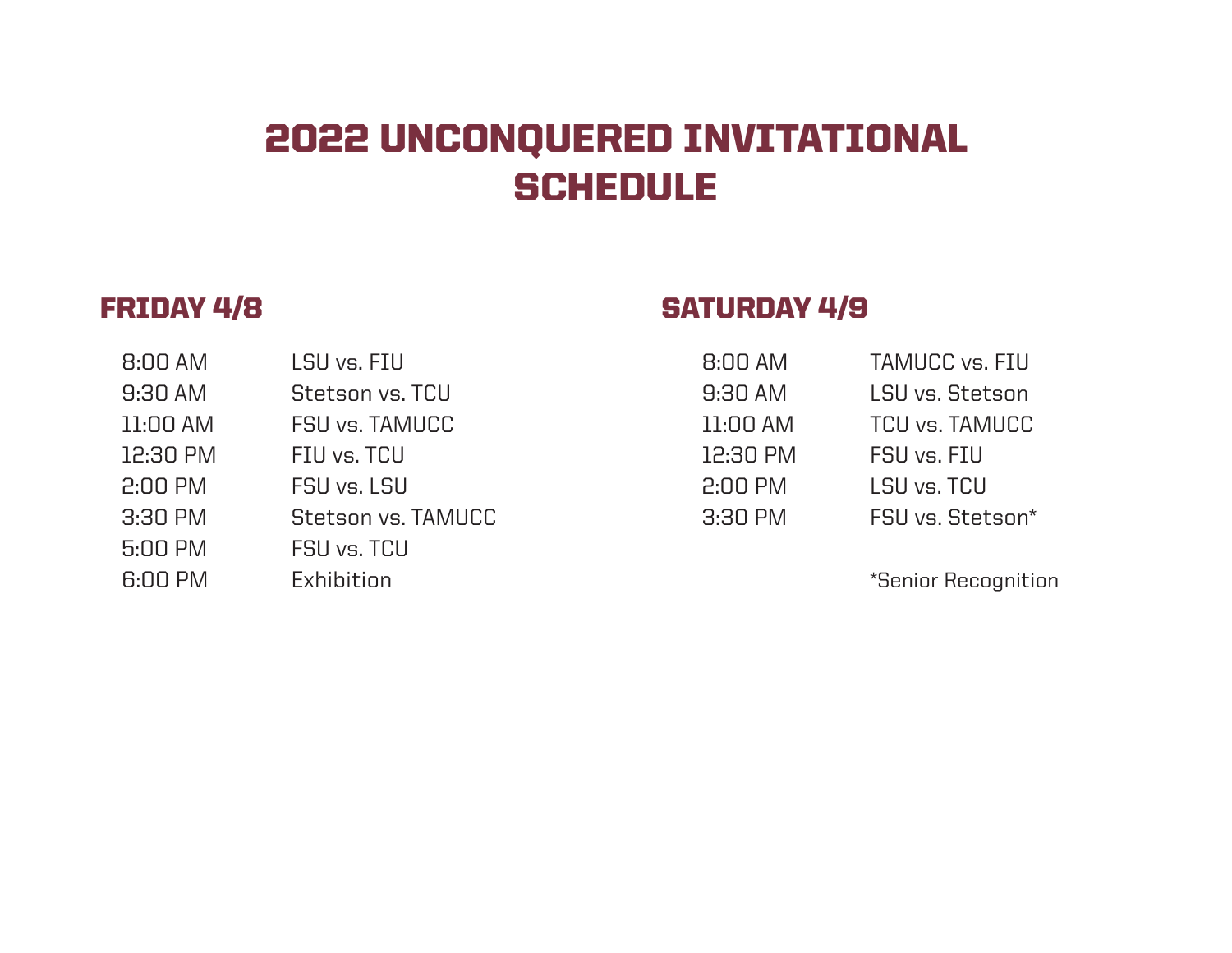# 2022 UNCONQUERED INVITATIONAL SCHEDULE

## FRIDAY 4/8

| | |
|---|---|
| 8:00 AM | LSU vs. FIU |
| 9:30 AM | Stetson vs. TCU |
| 11:00 AM | FSU vs. TAMUCC |
| 12:30 PM | FIU vs. TCU |
| 2:00 PM | FSU vs. LSU |
| 3:30 PM | Stetson vs. TAMUCC |
| 5:00 PM | FSU vs. TCU |
| 6:00 PM | Exhibition |

## SATURDAY 4/9

| | |
|---|---|
| 8:00 AM | TAMUCC vs. FIU |
| 9:30 AM | LSU vs. Stetson |
| 11:00 AM | TCU vs. TAMUCC |
| 12:30 PM | FSU vs. FIU |
| 2:00 PM | LSU vs. TCU |
| 3:30 PM | FSU vs. Stetson* |

*Senior Recognition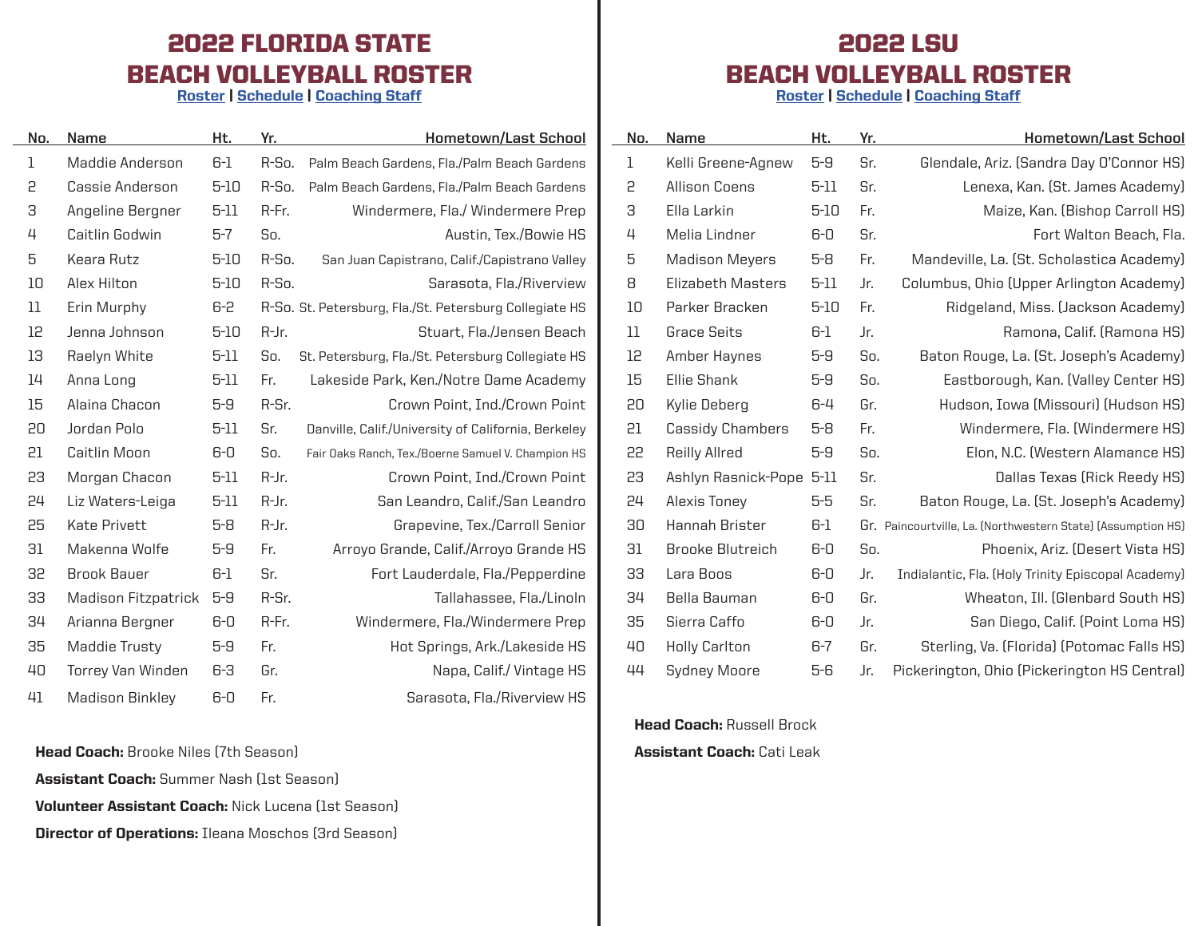# 2022 FLORIDA STATE BEACH VOLLEYBALL ROSTER

Roster | Schedule | Coaching Staff

| No. | Name | Ht. | Yr. | Hometown/Last School |
|---|---|---|---|---|
| 1 | Maddie Anderson | 6-1 | R-So. | Palm Beach Gardens, Fla./Palm Beach Gardens |
| 2 | Cassie Anderson | 5-10 | R-So. | Palm Beach Gardens, Fla./Palm Beach Gardens |
| 3 | Angeline Bergner | 5-11 | R-Fr. | Windermere, Fla./ Windermere Prep |
| 4 | Caitlin Godwin | 5-7 | So. | Austin, Tex./Bowie HS |
| 5 | Keara Rutz | 5-10 | R-So. | San Juan Capistrano, Calif./Capistrano Valley |
| 10 | Alex Hilton | 5-10 | R-So. | Sarasota, Fla./Riverview |
| 11 | Erin Murphy | 6-2 | R-So. | St. Petersburg, Fla./St. Petersburg Collegiate HS |
| 12 | Jenna Johnson | 5-10 | R-Jr. | Stuart, Fla./Jensen Beach |
| 13 | Raelyn White | 5-11 | So. | St. Petersburg, Fla./St. Petersburg Collegiate HS |
| 14 | Anna Long | 5-11 | Fr. | Lakeside Park, Ken./Notre Dame Academy |
| 15 | Alaina Chacon | 5-9 | R-Sr. | Crown Point, Ind./Crown Point |
| 20 | Jordan Polo | 5-11 | Sr. | Danville, Calif./University of California, Berkeley |
| 21 | Caitlin Moon | 6-0 | So. | Fair Oaks Ranch, Tex./Boerne Samuel V. Champion HS |
| 23 | Morgan Chacon | 5-11 | R-Jr. | Crown Point, Ind./Crown Point |
| 24 | Liz Waters-Leiga | 5-11 | R-Jr. | San Leandro, Calif./San Leandro |
| 25 | Kate Privett | 5-8 | R-Jr. | Grapevine, Tex./Carroll Senior |
| 31 | Makenna Wolfe | 5-9 | Fr. | Arroyo Grande, Calif./Arroyo Grande HS |
| 32 | Brook Bauer | 6-1 | Sr. | Fort Lauderdale, Fla./Pepperdine |
| 33 | Madison Fitzpatrick | 5-9 | R-Sr. | Tallahassee, Fla./Linoln |
| 34 | Arianna Bergner | 6-0 | R-Fr. | Windermere, Fla./Windermere Prep |
| 35 | Maddie Trusty | 5-9 | Fr. | Hot Springs, Ark./Lakeside HS |
| 40 | Torrey Van Winden | 6-3 | Gr. | Napa, Calif./ Vintage HS |
| 41 | Madison Binkley | 6-0 | Fr. | Sarasota, Fla./Riverview HS |

**Head Coach:** Brooke Niles (7th Season)

**Assistant Coach:** Summer Nash (1st Season)

**Volunteer Assistant Coach:** Nick Lucena (1st Season)

**Director of Operations:** Ileana Moschos (3rd Season)

# 2022 LSU BEACH VOLLEYBALL ROSTER

Roster | Schedule | Coaching Staff

| No. | Name | Ht. | Yr. | Hometown/Last School |
|---|---|---|---|---|
| 1 | Kelli Greene-Agnew | 5-9 | Sr. | Glendale, Ariz. (Sandra Day O'Connor HS) |
| 2 | Allison Coens | 5-11 | Sr. | Lenexa, Kan. (St. James Academy) |
| 3 | Ella Larkin | 5-10 | Fr. | Maize, Kan. (Bishop Carroll HS) |
| 4 | Melia Lindner | 6-0 | Sr. | Fort Walton Beach, Fla. |
| 5 | Madison Meyers | 5-8 | Fr. | Mandeville, La. (St. Scholastica Academy) |
| 8 | Elizabeth Masters | 5-11 | Jr. | Columbus, Ohio (Upper Arlington Academy) |
| 10 | Parker Bracken | 5-10 | Fr. | Ridgeland, Miss. (Jackson Academy) |
| 11 | Grace Seits | 6-1 | Jr. | Ramona, Calif. (Ramona HS) |
| 12 | Amber Haynes | 5-9 | So. | Baton Rouge, La. (St. Joseph's Academy) |
| 15 | Ellie Shank | 5-9 | So. | Eastborough, Kan. (Valley Center HS) |
| 20 | Kylie Deberg | 6-4 | Gr. | Hudson, Iowa (Missouri) (Hudson HS) |
| 21 | Cassidy Chambers | 5-8 | Fr. | Windermere, Fla. (Windermere HS) |
| 22 | Reilly Allred | 5-9 | So. | Elon, N.C. (Western Alamance HS) |
| 23 | Ashlyn Rasnick-Pope | 5-11 | Sr. | Dallas Texas (Rick Reedy HS) |
| 24 | Alexis Toney | 5-5 | Sr. | Baton Rouge, La. (St. Joseph's Academy) |
| 30 | Hannah Brister | 6-1 | Gr. | Paincourtville, La. (Northwestern State) (Assumption HS) |
| 31 | Brooke Blutreich | 6-0 | So. | Phoenix, Ariz. (Desert Vista HS) |
| 33 | Lara Boos | 6-0 | Jr. | Indialantic, Fla. (Holy Trinity Episcopal Academy) |
| 34 | Bella Bauman | 6-0 | Gr. | Wheaton, Ill. (Glenbard South HS) |
| 35 | Sierra Caffo | 6-0 | Jr. | San Diego, Calif. (Point Loma HS) |
| 40 | Holly Carlton | 6-7 | Gr. | Sterling, Va. (Florida) (Potomac Falls HS) |
| 44 | Sydney Moore | 5-6 | Jr. | Pickerington, Ohio (Pickerington HS Central) |

**Head Coach:** Russell Brock

**Assistant Coach:** Cati Leak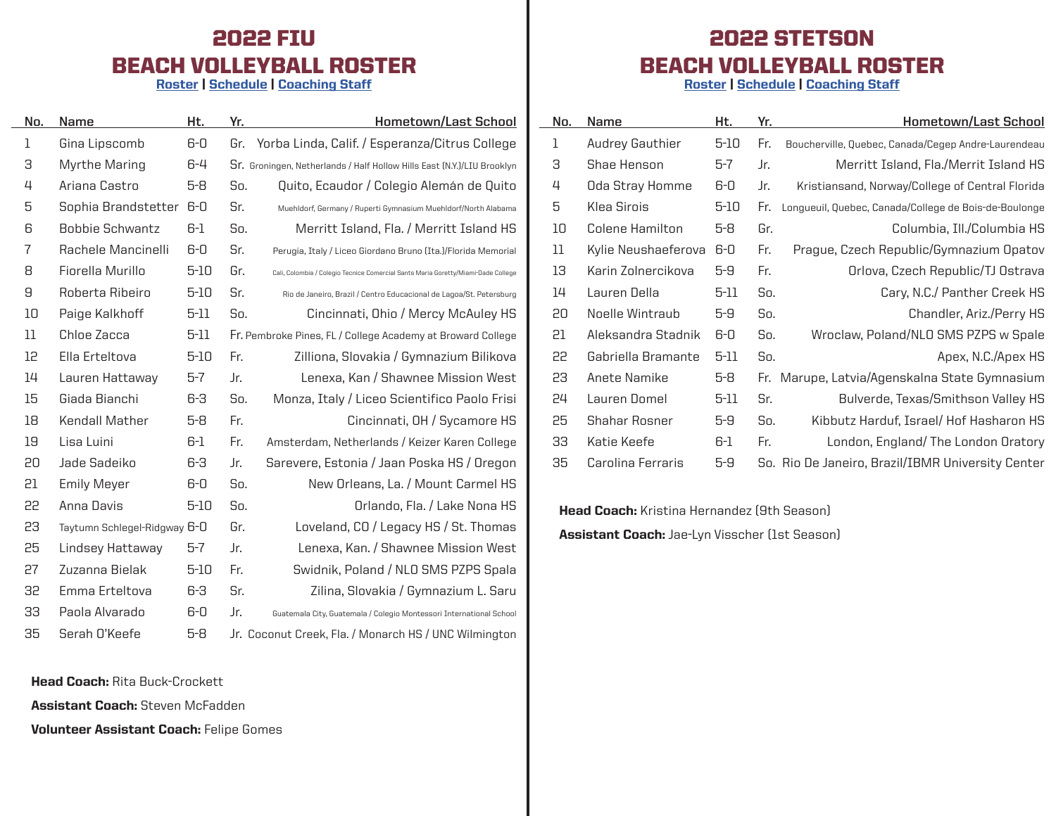# 2022 FIU BEACH VOLLEYBALL ROSTER

Roster | Schedule | Coaching Staff

| No. | Name | Ht. | Yr. | Hometown/Last School |
|---|---|---|---|---|
| 1 | Gina Lipscomb | 6-0 | Gr. | Yorba Linda, Calif. / Esperanza/Citrus College |
| 3 | Myrthe Maring | 6-4 | Sr. | Groningen, Netherlands / Half Hollow Hills East (N.Y.)/LIU Brooklyn |
| 4 | Ariana Castro | 5-8 | So. | Quito, Ecuador / Colegio Alemán de Quito |
| 5 | Sophia Brandstetter | 6-0 | Sr. | Muehldorf, Germany / Ruperti Gymnasium Muehldorf/North Alabama |
| 6 | Bobbie Schwantz | 6-1 | So. | Merritt Island, Fla. / Merritt Island HS |
| 7 | Rachele Mancinelli | 6-0 | Sr. | Perugia, Italy / Liceo Giordano Bruno (Ita.)/Florida Memorial |
| 8 | Fiorella Murillo | 5-10 | Gr. | Cali, Colombia / Colegio Tecnice Comercial Sants Maria Goretty/Miami-Dade College |
| 9 | Roberta Ribeiro | 5-10 | Sr. | Rio de Janeiro, Brazil / Centro Educacional de Lagoa/St. Petersburg |
| 10 | Paige Kalkhoff | 5-11 | So. | Cincinnati, Ohio / Mercy McAuley HS |
| 11 | Chloe Zacca | 5-11 | Fr. | Pembroke Pines, FL / College Academy at Broward College |
| 12 | Ella Erteltova | 5-10 | Fr. | Zilliona, Slovakia / Gymnazium Bilikova |
| 14 | Lauren Hattaway | 5-7 | Jr. | Lenexa, Kan / Shawnee Mission West |
| 15 | Giada Bianchi | 6-3 | So. | Monza, Italy / Liceo Scientifico Paolo Frisi |
| 18 | Kendall Mather | 5-8 | Fr. | Cincinnati, OH / Sycamore HS |
| 19 | Lisa Luini | 6-1 | Fr. | Amsterdam, Netherlands / Keizer Karen College |
| 20 | Jade Sadeiko | 6-3 | Jr. | Sarevere, Estonia / Jaan Poska HS / Oregon |
| 21 | Emily Meyer | 6-0 | So. | New Orleans, La. / Mount Carmel HS |
| 22 | Anna Davis | 5-10 | So. | Orlando, Fla. / Lake Nona HS |
| 23 | Taytumn Schlegel-Ridgway | 6-0 | Gr. | Loveland, CO / Legacy HS / St. Thomas |
| 25 | Lindsey Hattaway | 5-7 | Jr. | Lenexa, Kan. / Shawnee Mission West |
| 27 | Zuzanna Bielak | 5-10 | Fr. | Swidnik, Poland / NLO SMS PZPS Spala |
| 32 | Emma Erteltova | 6-3 | Sr. | Zilina, Slovakia / Gymnazium L. Saru |
| 33 | Paola Alvarado | 6-0 | Jr. | Guatemala City, Guatemala / Colegio Montessori International School |
| 35 | Serah O'Keefe | 5-8 | Jr. | Coconut Creek, Fla. / Monarch HS / UNC Wilmington |

**Head Coach:** Rita Buck-Crockett

**Assistant Coach:** Steven McFadden

**Volunteer Assistant Coach:** Felipe Gomes

# 2022 STETSON BEACH VOLLEYBALL ROSTER

Roster | Schedule | Coaching Staff

| No. | Name | Ht. | Yr. | Hometown/Last School |
|---|---|---|---|---|
| 1 | Audrey Gauthier | 5-10 | Fr. | Boucherville, Quebec, Canada/Cegep Andre-Laurendeau |
| 3 | Shae Henson | 5-7 | Jr. | Merritt Island, Fla./Merrit Island HS |
| 4 | Oda Stray Homme | 6-0 | Jr. | Kristiansand, Norway/College of Central Florida |
| 5 | Klea Sirois | 5-10 | Fr. | Longueuil, Quebec, Canada/College de Bois-de-Boulonge |
| 10 | Colene Hamilton | 5-8 | Gr. | Columbia, Ill./Columbia HS |
| 11 | Kylie Neushaeferova | 6-0 | Fr. | Prague, Czech Republic/Gymnazium Opatov |
| 13 | Karin Zolnercikova | 5-9 | Fr. | Orlova, Czech Republic/TJ Ostrava |
| 14 | Lauren Della | 5-11 | So. | Cary, N.C./ Panther Creek HS |
| 20 | Noelle Wintraub | 5-9 | So. | Chandler, Ariz./Perry HS |
| 21 | Aleksandra Stadnik | 6-0 | So. | Wroclaw, Poland/NLO SMS PZPS w Spale |
| 22 | Gabriella Bramante | 5-11 | So. | Apex, N.C./Apex HS |
| 23 | Anete Namike | 5-8 | Fr. | Marupe, Latvia/Agenskalna State Gymnasium |
| 24 | Lauren Domel | 5-11 | Sr. | Bulverde, Texas/Smithson Valley HS |
| 25 | Shahar Rosner | 5-9 | So. | Kibbutz Harduf, Israel/ Hof Hasharon HS |
| 33 | Katie Keefe | 6-1 | Fr. | London, England/ The London Oratory |
| 35 | Carolina Ferraris | 5-9 | So. | Rio De Janeiro, Brazil/IBMR University Center |

**Head Coach:** Kristina Hernandez (9th Season)

**Assistant Coach:** Jae-Lyn Visscher (1st Season)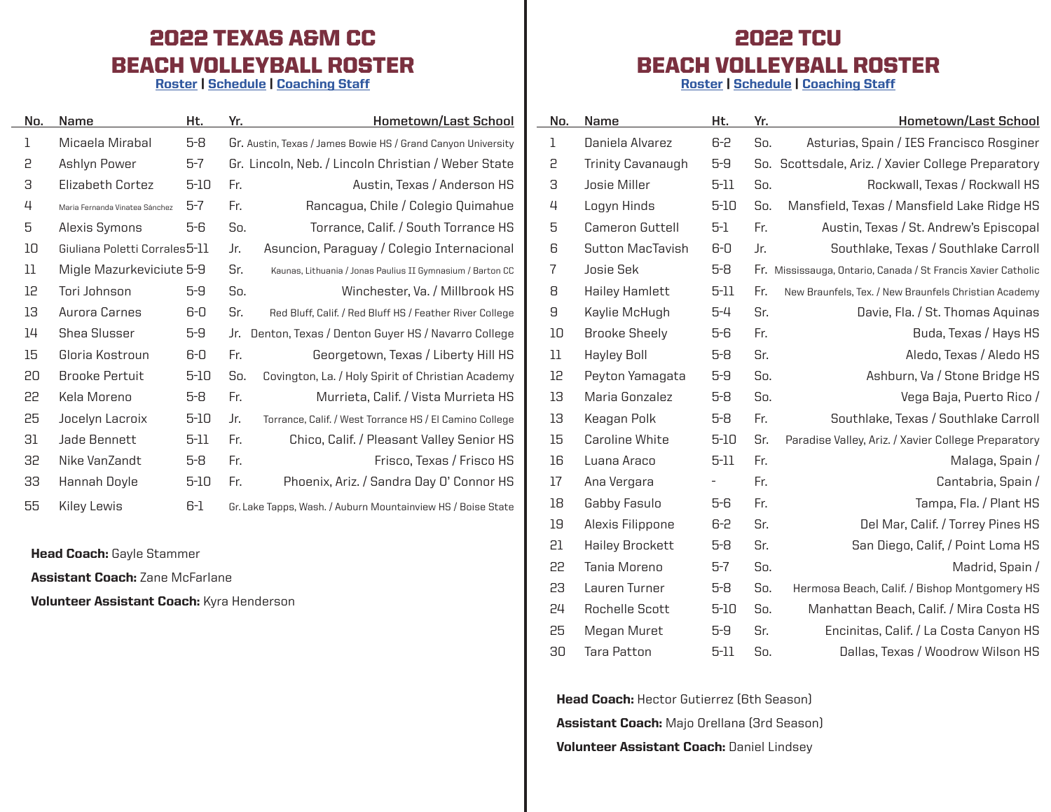# 2022 TEXAS A&M CC BEACH VOLLEYBALL ROSTER

Roster | Schedule | Coaching Staff

| No. | Name | Ht. | Yr. | Hometown/Last School |
|---|---|---|---|---|
| 1 | Micaela Mirabal | 5-8 | Gr. | Austin, Texas / James Bowie HS / Grand Canyon University |
| 2 | Ashlyn Power | 5-7 | Gr. | Lincoln, Neb. / Lincoln Christian / Weber State |
| 3 | Elizabeth Cortez | 5-10 | Fr. | Austin, Texas / Anderson HS |
| 4 | Maria Fernanda Vinatea Sánchez | 5-7 | Fr. | Rancagua, Chile / Colegio Quimahue |
| 5 | Alexis Symons | 5-6 | So. | Torrance, Calif. / South Torrance HS |
| 10 | Giuliana Poletti Corrales | 5-11 | Jr. | Asuncion, Paraguay / Colegio Internacional |
| 11 | Migle Mazurkeviciute | 5-9 | Sr. | Kaunas, Lithuania / Jonas Paulius II Gymnasium / Barton CC |
| 12 | Tori Johnson | 5-9 | So. | Winchester, Va. / Millbrook HS |
| 13 | Aurora Carnes | 6-0 | Sr. | Red Bluff, Calif. / Red Bluff HS / Feather River College |
| 14 | Shea Slusser | 5-9 | Jr. | Denton, Texas / Denton Guyer HS / Navarro College |
| 15 | Gloria Kostroun | 6-0 | Fr. | Georgetown, Texas / Liberty Hill HS |
| 20 | Brooke Pertuit | 5-10 | So. | Covington, La. / Holy Spirit of Christian Academy |
| 22 | Kela Moreno | 5-8 | Fr. | Murrieta, Calif. / Vista Murrieta HS |
| 25 | Jocelyn Lacroix | 5-10 | Jr. | Torrance, Calif. / West Torrance HS / El Camino College |
| 31 | Jade Bennett | 5-11 | Fr. | Chico, Calif. / Pleasant Valley Senior HS |
| 32 | Nike VanZandt | 5-8 | Fr. | Frisco, Texas / Frisco HS |
| 33 | Hannah Doyle | 5-10 | Fr. | Phoenix, Ariz. / Sandra Day O' Connor HS |
| 55 | Kiley Lewis | 6-1 | Gr. | Lake Tapps, Wash. / Auburn Mountainview HS / Boise State |

**Head Coach:** Gayle Stammer

**Assistant Coach:** Zane McFarlane

**Volunteer Assistant Coach:** Kyra Henderson

# 2022 TCU BEACH VOLLEYBALL ROSTER

Roster | Schedule | Coaching Staff

| No. | Name | Ht. | Yr. | Hometown/Last School |
|---|---|---|---|---|
| 1 | Daniela Alvarez | 6-2 | So. | Asturias, Spain / IES Francisco Rosginer |
| 2 | Trinity Cavanaugh | 5-9 | So. | Scottsdale, Ariz. / Xavier College Preparatory |
| 3 | Josie Miller | 5-11 | So. | Rockwall, Texas / Rockwall HS |
| 4 | Logyn Hinds | 5-10 | So. | Mansfield, Texas / Mansfield Lake Ridge HS |
| 5 | Cameron Guttell | 5-1 | Fr. | Austin, Texas / St. Andrew's Episcopal |
| 6 | Sutton MacTavish | 6-0 | Jr. | Southlake, Texas / Southlake Carroll |
| 7 | Josie Sek | 5-8 | Fr. | Mississauga, Ontario, Canada / St Francis Xavier Catholic |
| 8 | Hailey Hamlett | 5-11 | Fr. | New Braunfels, Tex. / New Braunfels Christian Academy |
| 9 | Kaylie McHugh | 5-4 | Sr. | Davie, Fla. / St. Thomas Aquinas |
| 10 | Brooke Sheely | 5-6 | Fr. | Buda, Texas / Hays HS |
| 11 | Hayley Boll | 5-8 | Sr. | Aledo, Texas / Aledo HS |
| 12 | Peyton Yamagata | 5-9 | So. | Ashburn, Va / Stone Bridge HS |
| 13 | Maria Gonzalez | 5-8 | So. | Vega Baja, Puerto Rico / |
| 13 | Keagan Polk | 5-8 | Fr. | Southlake, Texas / Southlake Carroll |
| 15 | Caroline White | 5-10 | Sr. | Paradise Valley, Ariz. / Xavier College Preparatory |
| 16 | Luana Araco | 5-11 | Fr. | Malaga, Spain / |
| 17 | Ana Vergara | - | Fr. | Cantabria, Spain / |
| 18 | Gabby Fasulo | 5-6 | Fr. | Tampa, Fla. / Plant HS |
| 19 | Alexis Filippone | 6-2 | Sr. | Del Mar, Calif. / Torrey Pines HS |
| 21 | Hailey Brockett | 5-8 | Sr. | San Diego, Calif, / Point Loma HS |
| 22 | Tania Moreno | 5-7 | So. | Madrid, Spain / |
| 23 | Lauren Turner | 5-8 | So. | Hermosa Beach, Calif. / Bishop Montgomery HS |
| 24 | Rochelle Scott | 5-10 | So. | Manhattan Beach, Calif. / Mira Costa HS |
| 25 | Megan Muret | 5-9 | Sr. | Encinitas, Calif. / La Costa Canyon HS |
| 30 | Tara Patton | 5-11 | So. | Dallas, Texas / Woodrow Wilson HS |

**Head Coach:** Hector Gutierrez (6th Season)

**Assistant Coach:** Majo Orellana (3rd Season)

**Volunteer Assistant Coach:** Daniel Lindsey